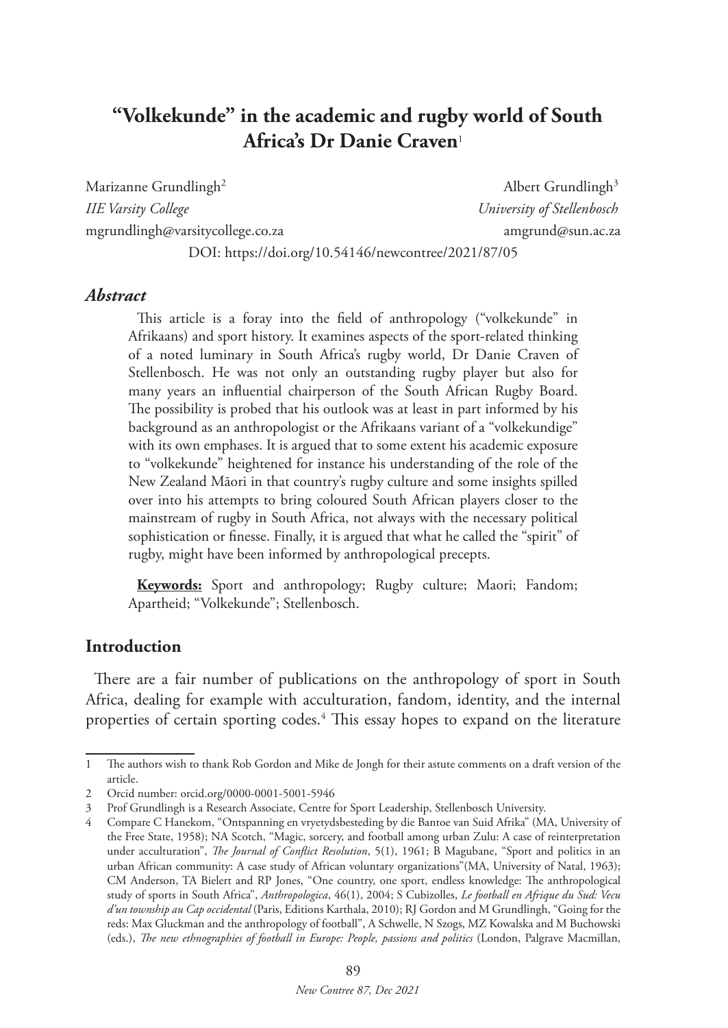# "Volkekunde" in the academic and rugby world of South Africa's Dr Danie Craven[1]

Marizanne Grundlingh[2]
*IIE Varsity College*
mgrundlingh@varsitycollege.co.za

Albert Grundlingh[3]
*University of Stellenbosch*
amgrund@sun.ac.za

DOI: https://doi.org/10.54146/newcontree/2021/87/05

### *Abstract*

This article is a foray into the field of anthropology ("volkekunde" in Afrikaans) and sport history. It examines aspects of the sport-related thinking of a noted luminary in South Africa's rugby world, Dr Danie Craven of Stellenbosch. He was not only an outstanding rugby player but also for many years an influential chairperson of the South African Rugby Board. The possibility is probed that his outlook was at least in part informed by his background as an anthropologist or the Afrikaans variant of a "volkekundige" with its own emphases. It is argued that to some extent his academic exposure to "volkekunde" heightened for instance his understanding of the role of the New Zealand Māori in that country's rugby culture and some insights spilled over into his attempts to bring coloured South African players closer to the mainstream of rugby in South Africa, not always with the necessary political sophistication or finesse. Finally, it is argued that what he called the "spirit" of rugby, might have been informed by anthropological precepts.

**Keywords:** Sport and anthropology; Rugby culture; Maori; Fandom; Apartheid; "Volkekunde"; Stellenbosch.

## Introduction

There are a fair number of publications on the anthropology of sport in South Africa, dealing for example with acculturation, fandom, identity, and the internal properties of certain sporting codes.[4] This essay hopes to expand on the literature

---

1. The authors wish to thank Rob Gordon and Mike de Jongh for their astute comments on a draft version of the article.
2. Orcid number: orcid.org/0000-0001-5001-5946
3. Prof Grundlingh is a Research Associate, Centre for Sport Leadership, Stellenbosch University.
4. Compare C Hanekom, "Ontspanning en vryetydsbesteding by die Bantoe van Suid Afrika" (MA, University of the Free State, 1958); NA Scotch, "Magic, sorcery, and football among urban Zulu: A case of reinterpretation under acculturation", *The Journal of Conflict Resolution*, 5(1), 1961; B Magubane, "Sport and politics in an urban African community: A case study of African voluntary organizations"(MA, University of Natal, 1963); CM Anderson, TA Bielert and RP Jones, "One country, one sport, endless knowledge: The anthropological study of sports in South Africa", *Anthropologica*, 46(1), 2004; S Cubizolles, *Le football en Afrique du Sud: Vecu d'un township au Cap occidental* (Paris, Editions Karthala, 2010); RJ Gordon and M Grundlingh, "Going for the reds: Max Gluckman and the anthropology of football", A Schwelle, N Szogs, MZ Kowalska and M Buchowski (eds.), *The new ethnographies of football in Europe: People, passions and politics* (London, Palgrave Macmillan,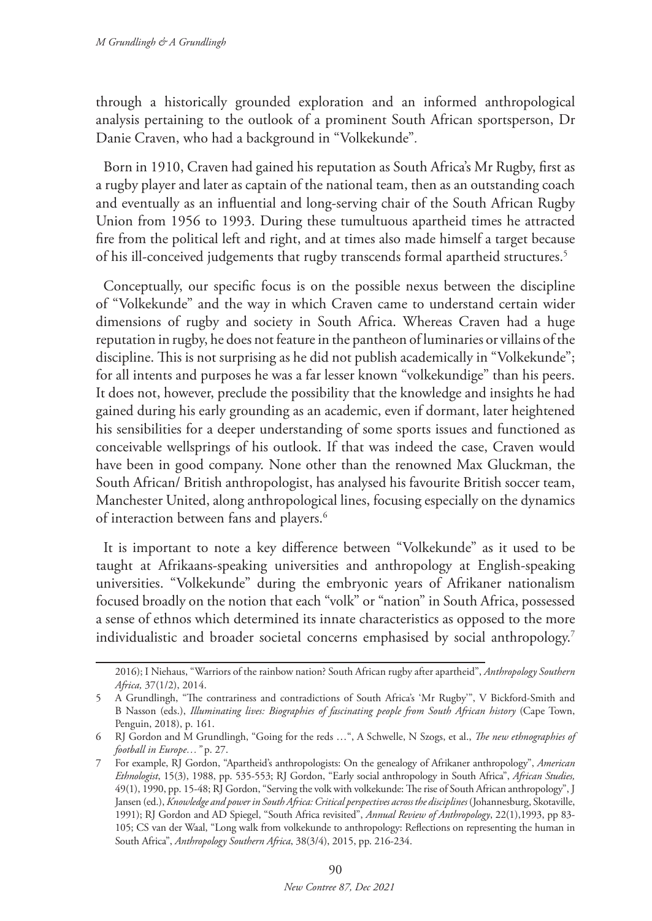through a historically grounded exploration and an informed anthropological analysis pertaining to the outlook of a prominent South African sportsperson, Dr Danie Craven, who had a background in "Volkekunde".

Born in 1910, Craven had gained his reputation as South Africa's Mr Rugby, first as a rugby player and later as captain of the national team, then as an outstanding coach and eventually as an influential and long-serving chair of the South African Rugby Union from 1956 to 1993. During these tumultuous apartheid times he attracted fire from the political left and right, and at times also made himself a target because of his ill-conceived judgements that rugby transcends formal apartheid structures.[5]

Conceptually, our specific focus is on the possible nexus between the discipline of "Volkekunde" and the way in which Craven came to understand certain wider dimensions of rugby and society in South Africa. Whereas Craven had a huge reputation in rugby, he does not feature in the pantheon of luminaries or villains of the discipline. This is not surprising as he did not publish academically in "Volkekunde"; for all intents and purposes he was a far lesser known "volkekundige" than his peers. It does not, however, preclude the possibility that the knowledge and insights he had gained during his early grounding as an academic, even if dormant, later heightened his sensibilities for a deeper understanding of some sports issues and functioned as conceivable wellsprings of his outlook. If that was indeed the case, Craven would have been in good company. None other than the renowned Max Gluckman, the South African/ British anthropologist, has analysed his favourite British soccer team, Manchester United, along anthropological lines, focusing especially on the dynamics of interaction between fans and players.[6]

It is important to note a key difference between "Volkekunde" as it used to be taught at Afrikaans-speaking universities and anthropology at English-speaking universities. "Volkekunde" during the embryonic years of Afrikaner nationalism focused broadly on the notion that each "volk" or "nation" in South Africa, possessed a sense of ethnos which determined its innate characteristics as opposed to the more individualistic and broader societal concerns emphasised by social anthropology.[7]

---

2016); I Niehaus, "Warriors of the rainbow nation? South African rugby after apartheid", *Anthropology Southern Africa,* 37(1/2), 2014.

5 A Grundlingh, "The contrariness and contradictions of South Africa's 'Mr Rugby'", V Bickford-Smith and B Nasson (eds.), *Illuminating lives: Biographies of fascinating people from South African history* (Cape Town, Penguin, 2018), p. 161.

6 RJ Gordon and M Grundlingh, "Going for the reds …", A Schwelle, N Szogs, et al., *The new ethnographies of football in Europe…"* p. 27.

7 For example, RJ Gordon, "Apartheid's anthropologists: On the genealogy of Afrikaner anthropology", *American Ethnologist*, 15(3), 1988, pp. 535-553; RJ Gordon, "Early social anthropology in South Africa", *African Studies,* 49(1), 1990, pp. 15-48; RJ Gordon, "Serving the volk with volkekunde: The rise of South African anthropology", J Jansen (ed.), *Knowledge and power in South Africa: Critical perspectives across the disciplines* (Johannesburg, Skotaville, 1991); RJ Gordon and AD Spiegel, "South Africa revisited", *Annual Review of Anthropology*, 22(1),1993, pp 83-105; CS van der Waal, "Long walk from volkekunde to anthropology: Reflections on representing the human in South Africa", *Anthropology Southern Africa*, 38(3/4), 2015, pp. 216-234.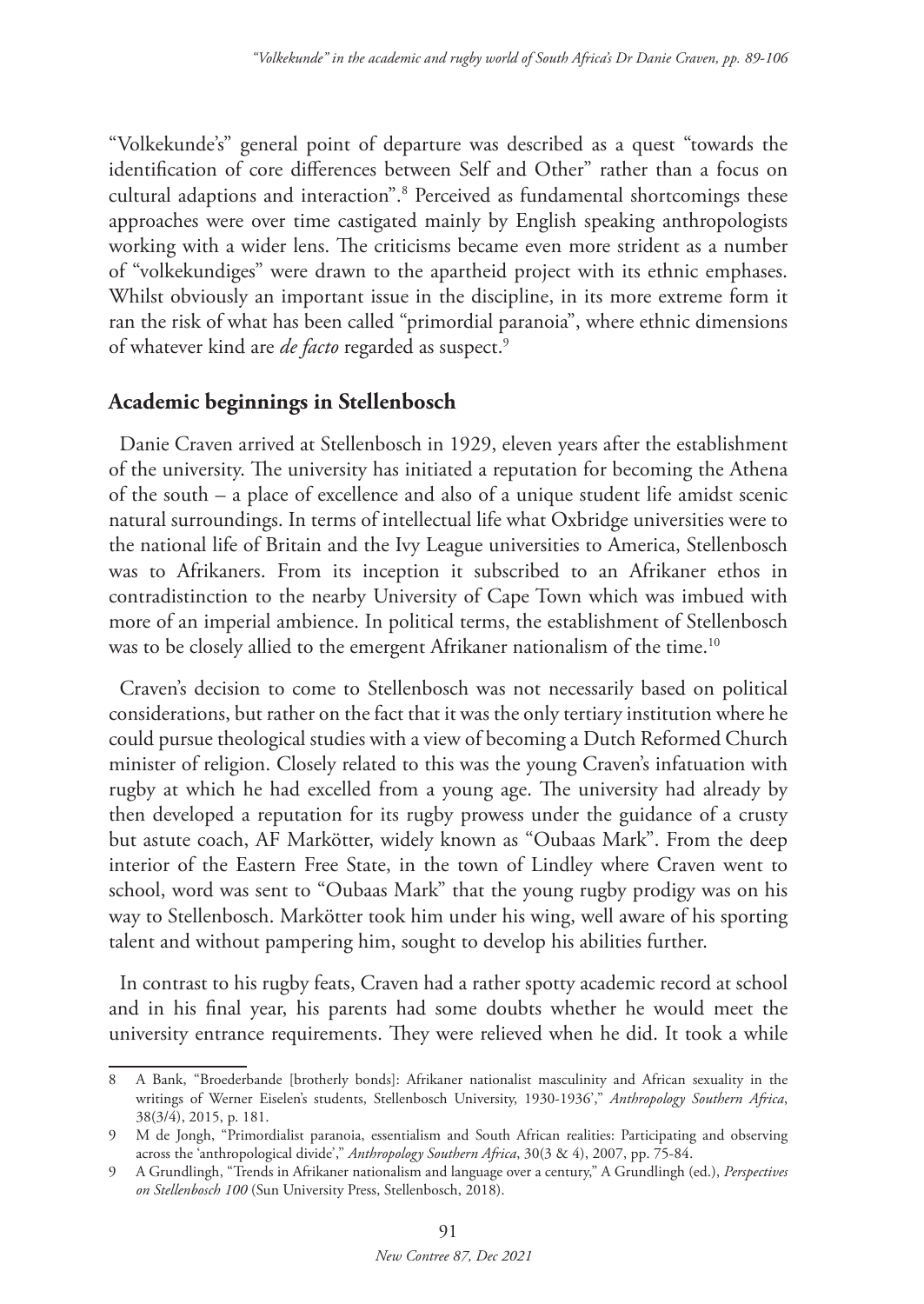"Volkekunde's" general point of departure was described as a quest "towards the identification of core differences between Self and Other" rather than a focus on cultural adaptions and interaction".[8] Perceived as fundamental shortcomings these approaches were over time castigated mainly by English speaking anthropologists working with a wider lens. The criticisms became even more strident as a number of "volkekundiges" were drawn to the apartheid project with its ethnic emphases. Whilst obviously an important issue in the discipline, in its more extreme form it ran the risk of what has been called "primordial paranoia", where ethnic dimensions of whatever kind are *de facto* regarded as suspect.[9]

## Academic beginnings in Stellenbosch

Danie Craven arrived at Stellenbosch in 1929, eleven years after the establishment of the university. The university has initiated a reputation for becoming the Athena of the south – a place of excellence and also of a unique student life amidst scenic natural surroundings. In terms of intellectual life what Oxbridge universities were to the national life of Britain and the Ivy League universities to America, Stellenbosch was to Afrikaners. From its inception it subscribed to an Afrikaner ethos in contradistinction to the nearby University of Cape Town which was imbued with more of an imperial ambience. In political terms, the establishment of Stellenbosch was to be closely allied to the emergent Afrikaner nationalism of the time.[10]

Craven's decision to come to Stellenbosch was not necessarily based on political considerations, but rather on the fact that it was the only tertiary institution where he could pursue theological studies with a view of becoming a Dutch Reformed Church minister of religion. Closely related to this was the young Craven's infatuation with rugby at which he had excelled from a young age. The university had already by then developed a reputation for its rugby prowess under the guidance of a crusty but astute coach, AF Markötter, widely known as "Oubaas Mark". From the deep interior of the Eastern Free State, in the town of Lindley where Craven went to school, word was sent to "Oubaas Mark" that the young rugby prodigy was on his way to Stellenbosch. Markötter took him under his wing, well aware of his sporting talent and without pampering him, sought to develop his abilities further.

In contrast to his rugby feats, Craven had a rather spotty academic record at school and in his final year, his parents had some doubts whether he would meet the university entrance requirements. They were relieved when he did. It took a while

---

8 A Bank, "Broederbande [brotherly bonds]: Afrikaner nationalist masculinity and African sexuality in the writings of Werner Eiselen's students, Stellenbosch University, 1930-1936'," *Anthropology Southern Africa*, 38(3/4), 2015, p. 181.

9 M de Jongh, "Primordialist paranoia, essentialism and South African realities: Participating and observing across the 'anthropological divide'," *Anthropology Southern Africa*, 30(3 & 4), 2007, pp. 75-84.

9 A Grundlingh, "Trends in Afrikaner nationalism and language over a century," A Grundlingh (ed.), *Perspectives on Stellenbosch 100* (Sun University Press, Stellenbosch, 2018).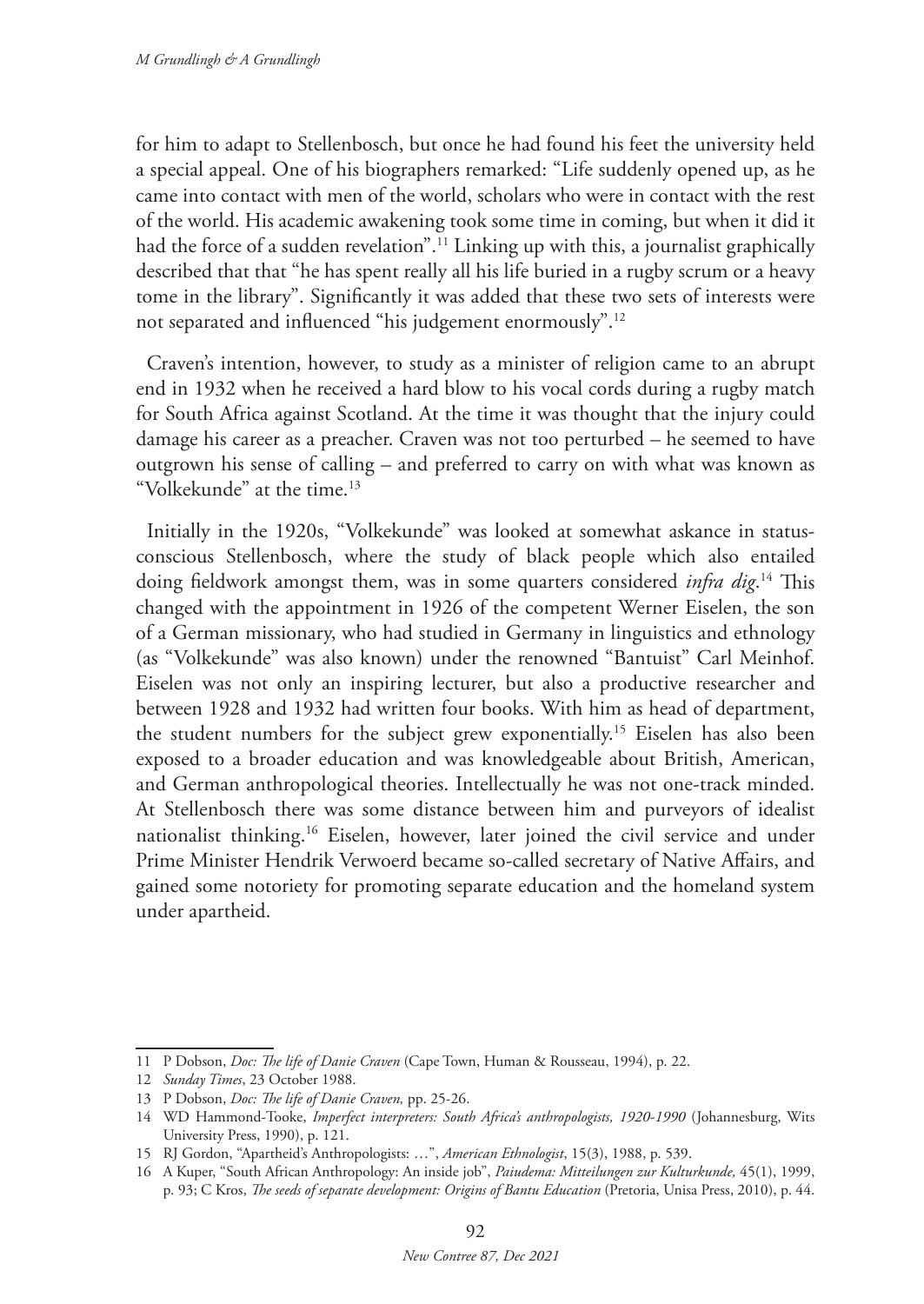for him to adapt to Stellenbosch, but once he had found his feet the university held a special appeal. One of his biographers remarked: "Life suddenly opened up, as he came into contact with men of the world, scholars who were in contact with the rest of the world. His academic awakening took some time in coming, but when it did it had the force of a sudden revelation".[11] Linking up with this, a journalist graphically described that that "he has spent really all his life buried in a rugby scrum or a heavy tome in the library". Significantly it was added that these two sets of interests were not separated and influenced "his judgement enormously".[12]

Craven's intention, however, to study as a minister of religion came to an abrupt end in 1932 when he received a hard blow to his vocal cords during a rugby match for South Africa against Scotland. At the time it was thought that the injury could damage his career as a preacher. Craven was not too perturbed – he seemed to have outgrown his sense of calling – and preferred to carry on with what was known as "Volkekunde" at the time.[13]

Initially in the 1920s, "Volkekunde" was looked at somewhat askance in status-conscious Stellenbosch, where the study of black people which also entailed doing fieldwork amongst them, was in some quarters considered *infra dig*.[14] This changed with the appointment in 1926 of the competent Werner Eiselen, the son of a German missionary, who had studied in Germany in linguistics and ethnology (as "Volkekunde" was also known) under the renowned "Bantuist" Carl Meinhof. Eiselen was not only an inspiring lecturer, but also a productive researcher and between 1928 and 1932 had written four books. With him as head of department, the student numbers for the subject grew exponentially.[15] Eiselen has also been exposed to a broader education and was knowledgeable about British, American, and German anthropological theories. Intellectually he was not one-track minded. At Stellenbosch there was some distance between him and purveyors of idealist nationalist thinking.[16] Eiselen, however, later joined the civil service and under Prime Minister Hendrik Verwoerd became so-called secretary of Native Affairs, and gained some notoriety for promoting separate education and the homeland system under apartheid.

---

11 P Dobson, *Doc: The life of Danie Craven* (Cape Town, Human & Rousseau, 1994), p. 22.

12 *Sunday Times*, 23 October 1988.

13 P Dobson, *Doc: The life of Danie Craven,* pp. 25-26.

14 WD Hammond-Tooke, *Imperfect interpreters: South Africa's anthropologists, 1920-1990* (Johannesburg, Wits University Press, 1990), p. 121.

15 RJ Gordon, "Apartheid's Anthropologists: …", *American Ethnologist*, 15(3), 1988, p. 539.

16 A Kuper, "South African Anthropology: An inside job", *Paiudema: Mitteilungen zur Kulturkunde,* 45(1), 1999, p. 93; C Kros, *The seeds of separate development: Origins of Bantu Education* (Pretoria, Unisa Press, 2010), p. 44.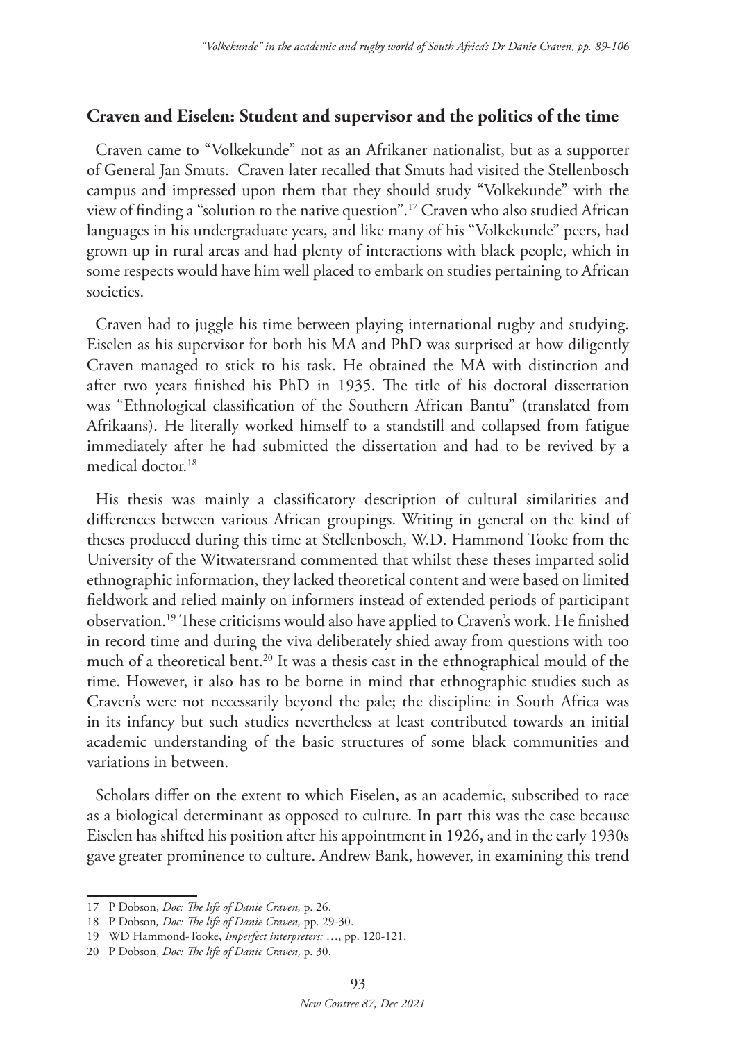## Craven and Eiselen: Student and supervisor and the politics of the time

Craven came to "Volkekunde" not as an Afrikaner nationalist, but as a supporter of General Jan Smuts. Craven later recalled that Smuts had visited the Stellenbosch campus and impressed upon them that they should study "Volkekunde" with the view of finding a "solution to the native question".[17] Craven who also studied African languages in his undergraduate years, and like many of his "Volkekunde" peers, had grown up in rural areas and had plenty of interactions with black people, which in some respects would have him well placed to embark on studies pertaining to African societies.

Craven had to juggle his time between playing international rugby and studying. Eiselen as his supervisor for both his MA and PhD was surprised at how diligently Craven managed to stick to his task. He obtained the MA with distinction and after two years finished his PhD in 1935. The title of his doctoral dissertation was "Ethnological classification of the Southern African Bantu" (translated from Afrikaans). He literally worked himself to a standstill and collapsed from fatigue immediately after he had submitted the dissertation and had to be revived by a medical doctor.[18]

His thesis was mainly a classificatory description of cultural similarities and differences between various African groupings. Writing in general on the kind of theses produced during this time at Stellenbosch, W.D. Hammond Tooke from the University of the Witwatersrand commented that whilst these theses imparted solid ethnographic information, they lacked theoretical content and were based on limited fieldwork and relied mainly on informers instead of extended periods of participant observation.[19] These criticisms would also have applied to Craven's work. He finished in record time and during the viva deliberately shied away from questions with too much of a theoretical bent.[20] It was a thesis cast in the ethnographical mould of the time. However, it also has to be borne in mind that ethnographic studies such as Craven's were not necessarily beyond the pale; the discipline in South Africa was in its infancy but such studies nevertheless at least contributed towards an initial academic understanding of the basic structures of some black communities and variations in between.

Scholars differ on the extent to which Eiselen, as an academic, subscribed to race as a biological determinant as opposed to culture. In part this was the case because Eiselen has shifted his position after his appointment in 1926, and in the early 1930s gave greater prominence to culture. Andrew Bank, however, in examining this trend

---

17 P Dobson, *Doc: The life of Danie Craven,* p. 26.

18 P Dobson*, Doc: The life of Danie Craven,* pp. 29-30.

19 WD Hammond-Tooke, *Imperfect interpreters: …*, pp. 120-121.

20 P Dobson, *Doc: The life of Danie Craven,* p. 30.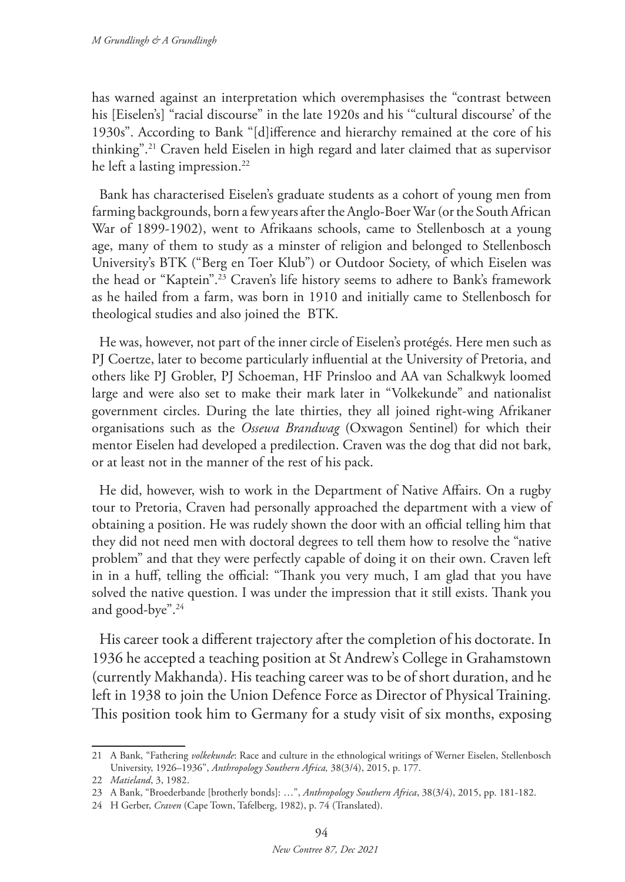has warned against an interpretation which overemphasises the "contrast between his [Eiselen's] "racial discourse" in the late 1920s and his '"cultural discourse' of the 1930s". According to Bank "[d]ifference and hierarchy remained at the core of his thinking".[21] Craven held Eiselen in high regard and later claimed that as supervisor he left a lasting impression.[22]

Bank has characterised Eiselen's graduate students as a cohort of young men from farming backgrounds, born a few years after the Anglo-Boer War (or the South African War of 1899-1902), went to Afrikaans schools, came to Stellenbosch at a young age, many of them to study as a minster of religion and belonged to Stellenbosch University's BTK ("Berg en Toer Klub") or Outdoor Society, of which Eiselen was the head or "Kaptein".[23] Craven's life history seems to adhere to Bank's framework as he hailed from a farm, was born in 1910 and initially came to Stellenbosch for theological studies and also joined the BTK.

He was, however, not part of the inner circle of Eiselen's protégés. Here men such as PJ Coertze, later to become particularly influential at the University of Pretoria, and others like PJ Grobler, PJ Schoeman, HF Prinsloo and AA van Schalkwyk loomed large and were also set to make their mark later in "Volkekunde" and nationalist government circles. During the late thirties, they all joined right-wing Afrikaner organisations such as the *Ossewa Brandwag* (Oxwagon Sentinel) for which their mentor Eiselen had developed a predilection. Craven was the dog that did not bark, or at least not in the manner of the rest of his pack.

He did, however, wish to work in the Department of Native Affairs. On a rugby tour to Pretoria, Craven had personally approached the department with a view of obtaining a position. He was rudely shown the door with an official telling him that they did not need men with doctoral degrees to tell them how to resolve the "native problem" and that they were perfectly capable of doing it on their own. Craven left in in a huff, telling the official: "Thank you very much, I am glad that you have solved the native question. I was under the impression that it still exists. Thank you and good-bye".[24]

His career took a different trajectory after the completion of his doctorate. In 1936 he accepted a teaching position at St Andrew's College in Grahamstown (currently Makhanda). His teaching career was to be of short duration, and he left in 1938 to join the Union Defence Force as Director of Physical Training. This position took him to Germany for a study visit of six months, exposing

---

21 A Bank, "Fathering *volkekunde*: Race and culture in the ethnological writings of Werner Eiselen, Stellenbosch University, 1926–1936", *Anthropology Southern Africa,* 38(3/4), 2015, p. 177.

22 *Matieland*, 3, 1982.

23 A Bank, "Broederbande [brotherly bonds]: …", *Anthropology Southern Africa*, 38(3/4), 2015, pp. 181-182.

24 H Gerber, *Craven* (Cape Town, Tafelberg, 1982), p. 74 (Translated).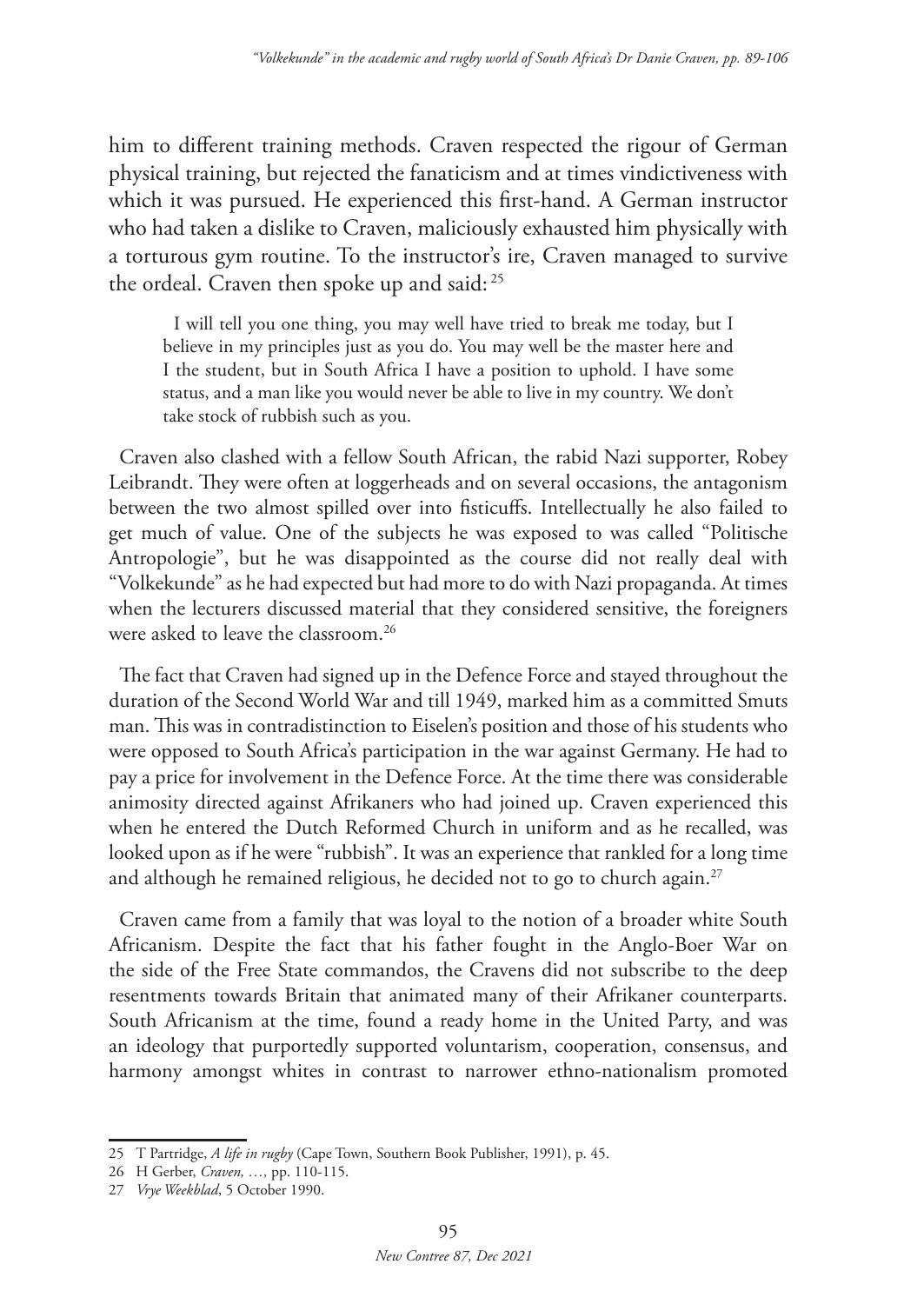him to different training methods. Craven respected the rigour of German physical training, but rejected the fanaticism and at times vindictiveness with which it was pursued. He experienced this first-hand. A German instructor who had taken a dislike to Craven, maliciously exhausted him physically with a torturous gym routine. To the instructor's ire, Craven managed to survive the ordeal. Craven then spoke up and said: [25]

> I will tell you one thing, you may well have tried to break me today, but I believe in my principles just as you do. You may well be the master here and I the student, but in South Africa I have a position to uphold. I have some status, and a man like you would never be able to live in my country. We don't take stock of rubbish such as you.

Craven also clashed with a fellow South African, the rabid Nazi supporter, Robey Leibrandt. They were often at loggerheads and on several occasions, the antagonism between the two almost spilled over into fisticuffs. Intellectually he also failed to get much of value. One of the subjects he was exposed to was called "Politische Antropologie", but he was disappointed as the course did not really deal with "Volkekunde" as he had expected but had more to do with Nazi propaganda. At times when the lecturers discussed material that they considered sensitive, the foreigners were asked to leave the classroom.[26]

The fact that Craven had signed up in the Defence Force and stayed throughout the duration of the Second World War and till 1949, marked him as a committed Smuts man. This was in contradistinction to Eiselen's position and those of his students who were opposed to South Africa's participation in the war against Germany. He had to pay a price for involvement in the Defence Force. At the time there was considerable animosity directed against Afrikaners who had joined up. Craven experienced this when he entered the Dutch Reformed Church in uniform and as he recalled, was looked upon as if he were "rubbish". It was an experience that rankled for a long time and although he remained religious, he decided not to go to church again.[27]

Craven came from a family that was loyal to the notion of a broader white South Africanism. Despite the fact that his father fought in the Anglo-Boer War on the side of the Free State commandos, the Cravens did not subscribe to the deep resentments towards Britain that animated many of their Afrikaner counterparts. South Africanism at the time, found a ready home in the United Party, and was an ideology that purportedly supported voluntarism, cooperation, consensus, and harmony amongst whites in contrast to narrower ethno-nationalism promoted

---

25 T Partridge, *A life in rugby* (Cape Town, Southern Book Publisher, 1991), p. 45.

26 H Gerber, *Craven, …,* pp. 110-115.

27 *Vrye Weekblad*, 5 October 1990.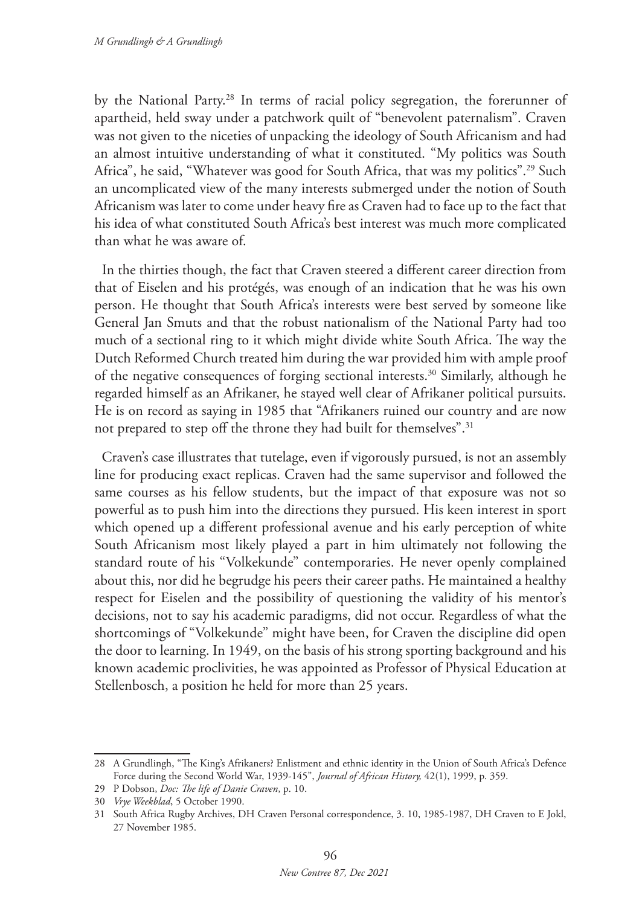by the National Party.[28] In terms of racial policy segregation, the forerunner of apartheid, held sway under a patchwork quilt of "benevolent paternalism". Craven was not given to the niceties of unpacking the ideology of South Africanism and had an almost intuitive understanding of what it constituted. "My politics was South Africa", he said, "Whatever was good for South Africa, that was my politics".[29] Such an uncomplicated view of the many interests submerged under the notion of South Africanism was later to come under heavy fire as Craven had to face up to the fact that his idea of what constituted South Africa's best interest was much more complicated than what he was aware of.

In the thirties though, the fact that Craven steered a different career direction from that of Eiselen and his protégés, was enough of an indication that he was his own person. He thought that South Africa's interests were best served by someone like General Jan Smuts and that the robust nationalism of the National Party had too much of a sectional ring to it which might divide white South Africa. The way the Dutch Reformed Church treated him during the war provided him with ample proof of the negative consequences of forging sectional interests.[30] Similarly, although he regarded himself as an Afrikaner, he stayed well clear of Afrikaner political pursuits. He is on record as saying in 1985 that "Afrikaners ruined our country and are now not prepared to step off the throne they had built for themselves".[31]

Craven's case illustrates that tutelage, even if vigorously pursued, is not an assembly line for producing exact replicas. Craven had the same supervisor and followed the same courses as his fellow students, but the impact of that exposure was not so powerful as to push him into the directions they pursued. His keen interest in sport which opened up a different professional avenue and his early perception of white South Africanism most likely played a part in him ultimately not following the standard route of his "Volkekunde" contemporaries. He never openly complained about this, nor did he begrudge his peers their career paths. He maintained a healthy respect for Eiselen and the possibility of questioning the validity of his mentor's decisions, not to say his academic paradigms, did not occur. Regardless of what the shortcomings of "Volkekunde" might have been, for Craven the discipline did open the door to learning. In 1949, on the basis of his strong sporting background and his known academic proclivities, he was appointed as Professor of Physical Education at Stellenbosch, a position he held for more than 25 years.

---

28 A Grundlingh, "The King's Afrikaners? Enlistment and ethnic identity in the Union of South Africa's Defence Force during the Second World War, 1939-145", *Journal of African History,* 42(1), 1999, p. 359.

29 P Dobson, *Doc: The life of Danie Craven*, p. 10.

30 *Vrye Weekblad*, 5 October 1990.

31 South Africa Rugby Archives, DH Craven Personal correspondence, 3. 10, 1985-1987, DH Craven to E Jokl, 27 November 1985.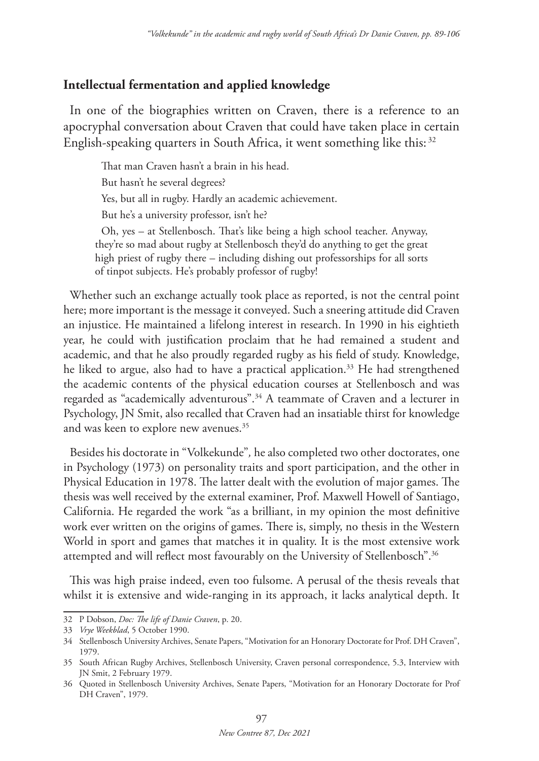## Intellectual fermentation and applied knowledge

In one of the biographies written on Craven, there is a reference to an apocryphal conversation about Craven that could have taken place in certain English-speaking quarters in South Africa, it went something like this: [32]

> That man Craven hasn't a brain in his head.
>
> But hasn't he several degrees?
>
> Yes, but all in rugby. Hardly an academic achievement.
>
> But he's a university professor, isn't he?
>
> Oh, yes – at Stellenbosch. That's like being a high school teacher. Anyway, they're so mad about rugby at Stellenbosch they'd do anything to get the great high priest of rugby there – including dishing out professorships for all sorts of tinpot subjects. He's probably professor of rugby!

Whether such an exchange actually took place as reported, is not the central point here; more important is the message it conveyed. Such a sneering attitude did Craven an injustice. He maintained a lifelong interest in research. In 1990 in his eightieth year, he could with justification proclaim that he had remained a student and academic, and that he also proudly regarded rugby as his field of study. Knowledge, he liked to argue, also had to have a practical application.[33] He had strengthened the academic contents of the physical education courses at Stellenbosch and was regarded as "academically adventurous".[34] A teammate of Craven and a lecturer in Psychology, JN Smit, also recalled that Craven had an insatiable thirst for knowledge and was keen to explore new avenues.[35]

Besides his doctorate in "Volkekunde"*,* he also completed two other doctorates, one in Psychology (1973) on personality traits and sport participation, and the other in Physical Education in 1978. The latter dealt with the evolution of major games. The thesis was well received by the external examiner, Prof. Maxwell Howell of Santiago, California. He regarded the work "as a brilliant, in my opinion the most definitive work ever written on the origins of games. There is, simply, no thesis in the Western World in sport and games that matches it in quality. It is the most extensive work attempted and will reflect most favourably on the University of Stellenbosch".[36]

This was high praise indeed, even too fulsome. A perusal of the thesis reveals that whilst it is extensive and wide-ranging in its approach, it lacks analytical depth. It

---

32 P Dobson, *Doc: The life of Danie Craven*, p. 20.

33 *Vrye Weekblad*, 5 October 1990.

34 Stellenbosch University Archives, Senate Papers, "Motivation for an Honorary Doctorate for Prof. DH Craven", 1979.

35 South African Rugby Archives, Stellenbosch University, Craven personal correspondence, 5.3, Interview with JN Smit, 2 February 1979.

36 Quoted in Stellenbosch University Archives, Senate Papers, "Motivation for an Honorary Doctorate for Prof DH Craven", 1979.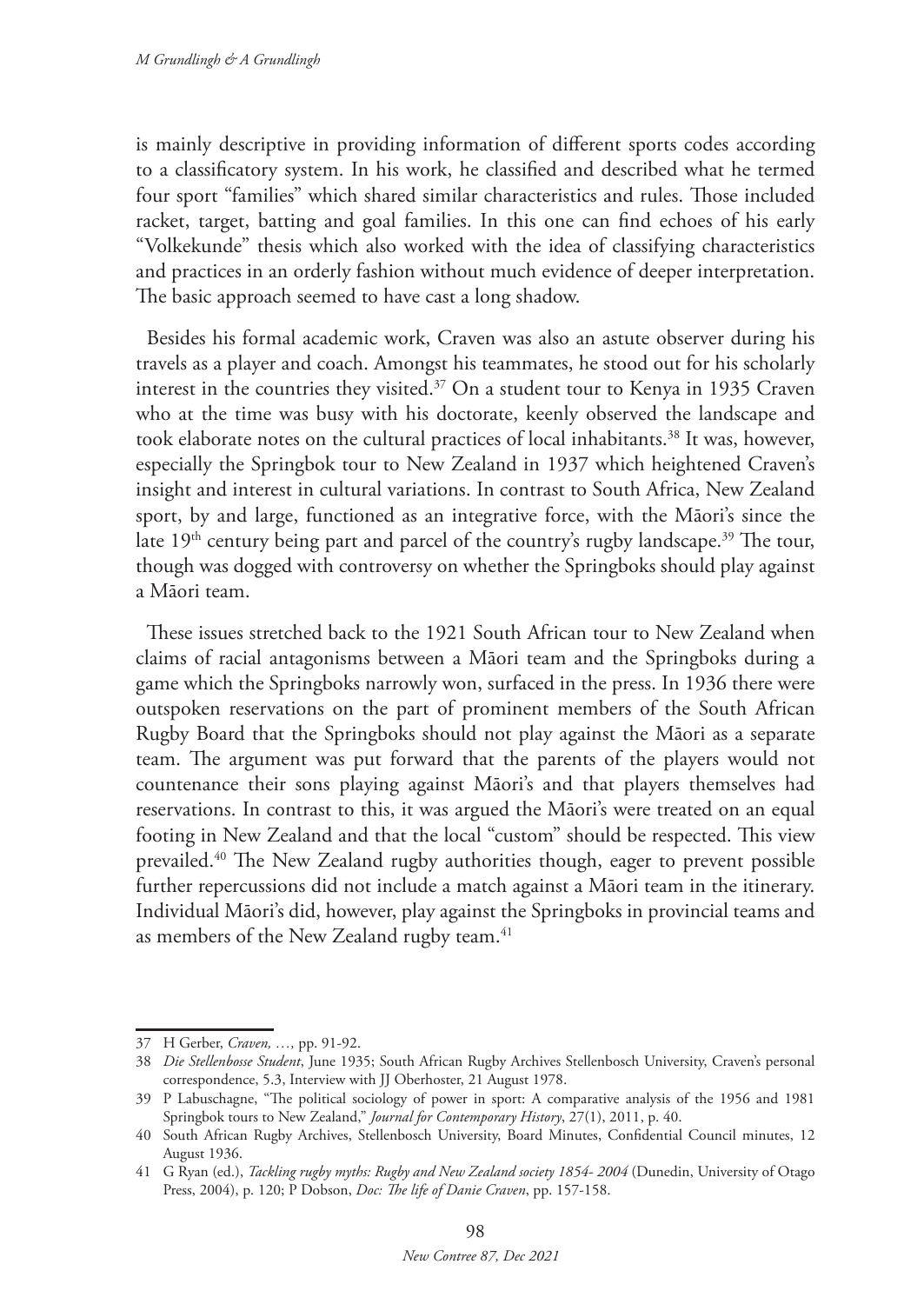is mainly descriptive in providing information of different sports codes according to a classificatory system. In his work, he classified and described what he termed four sport "families" which shared similar characteristics and rules. Those included racket, target, batting and goal families. In this one can find echoes of his early "Volkekunde" thesis which also worked with the idea of classifying characteristics and practices in an orderly fashion without much evidence of deeper interpretation. The basic approach seemed to have cast a long shadow.

Besides his formal academic work, Craven was also an astute observer during his travels as a player and coach. Amongst his teammates, he stood out for his scholarly interest in the countries they visited.[37] On a student tour to Kenya in 1935 Craven who at the time was busy with his doctorate, keenly observed the landscape and took elaborate notes on the cultural practices of local inhabitants.[38] It was, however, especially the Springbok tour to New Zealand in 1937 which heightened Craven's insight and interest in cultural variations. In contrast to South Africa, New Zealand sport, by and large, functioned as an integrative force, with the Māori's since the late 19th century being part and parcel of the country's rugby landscape.[39] The tour, though was dogged with controversy on whether the Springboks should play against a Māori team.

These issues stretched back to the 1921 South African tour to New Zealand when claims of racial antagonisms between a Māori team and the Springboks during a game which the Springboks narrowly won, surfaced in the press. In 1936 there were outspoken reservations on the part of prominent members of the South African Rugby Board that the Springboks should not play against the Māori as a separate team. The argument was put forward that the parents of the players would not countenance their sons playing against Māori's and that players themselves had reservations. In contrast to this, it was argued the Māori's were treated on an equal footing in New Zealand and that the local "custom" should be respected. This view prevailed.[40] The New Zealand rugby authorities though, eager to prevent possible further repercussions did not include a match against a Māori team in the itinerary. Individual Māori's did, however, play against the Springboks in provincial teams and as members of the New Zealand rugby team.[41]

---

37 H Gerber, *Craven, …,* pp. 91-92.

38 *Die Stellenbosse Student*, June 1935; South African Rugby Archives Stellenbosch University, Craven's personal correspondence, 5.3, Interview with JJ Oberhoster, 21 August 1978.

39 P Labuschagne, "The political sociology of power in sport: A comparative analysis of the 1956 and 1981 Springbok tours to New Zealand," *Journal for Contemporary History*, 27(1), 2011, p. 40.

40 South African Rugby Archives, Stellenbosch University, Board Minutes, Confidential Council minutes, 12 August 1936.

41 G Ryan (ed.), *Tackling rugby myths: Rugby and New Zealand society 1854- 2004* (Dunedin, University of Otago Press, 2004), p. 120; P Dobson, *Doc: The life of Danie Craven*, pp. 157-158.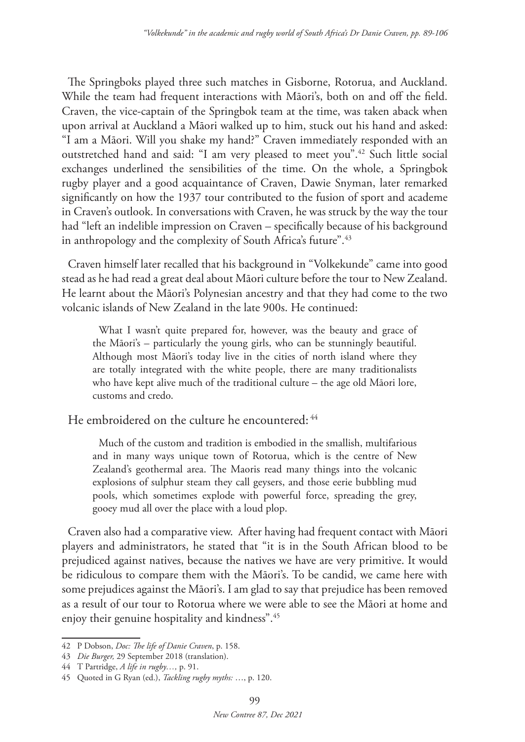The Springboks played three such matches in Gisborne, Rotorua, and Auckland. While the team had frequent interactions with Māori's, both on and off the field. Craven, the vice-captain of the Springbok team at the time, was taken aback when upon arrival at Auckland a Māori walked up to him, stuck out his hand and asked: "I am a Māori. Will you shake my hand?" Craven immediately responded with an outstretched hand and said: "I am very pleased to meet you".[42] Such little social exchanges underlined the sensibilities of the time. On the whole, a Springbok rugby player and a good acquaintance of Craven, Dawie Snyman, later remarked significantly on how the 1937 tour contributed to the fusion of sport and academe in Craven's outlook. In conversations with Craven, he was struck by the way the tour had "left an indelible impression on Craven – specifically because of his background in anthropology and the complexity of South Africa's future".[43]

Craven himself later recalled that his background in "Volkekunde" came into good stead as he had read a great deal about Māori culture before the tour to New Zealand. He learnt about the Māori's Polynesian ancestry and that they had come to the two volcanic islands of New Zealand in the late 900s. He continued:

> What I wasn't quite prepared for, however, was the beauty and grace of the Māori's – particularly the young girls, who can be stunningly beautiful. Although most Māori's today live in the cities of north island where they are totally integrated with the white people, there are many traditionalists who have kept alive much of the traditional culture – the age old Māori lore, customs and credo.

He embroidered on the culture he encountered:[44]

> Much of the custom and tradition is embodied in the smallish, multifarious and in many ways unique town of Rotorua, which is the centre of New Zealand's geothermal area. The Maoris read many things into the volcanic explosions of sulphur steam they call geysers, and those eerie bubbling mud pools, which sometimes explode with powerful force, spreading the grey, gooey mud all over the place with a loud plop.

Craven also had a comparative view. After having had frequent contact with Māori players and administrators, he stated that "it is in the South African blood to be prejudiced against natives, because the natives we have are very primitive. It would be ridiculous to compare them with the Māori's. To be candid, we came here with some prejudices against the Māori's. I am glad to say that prejudice has been removed as a result of our tour to Rotorua where we were able to see the Māori at home and enjoy their genuine hospitality and kindness".[45]

---

42 P Dobson, *Doc: The life of Danie Craven*, p. 158.

43 *Die Burger,* 29 September 2018 (translation).

44 T Partridge, *A life in rugby…,* p. 91.

45 Quoted in G Ryan (ed.), *Tackling rugby myths:* …, p. 120.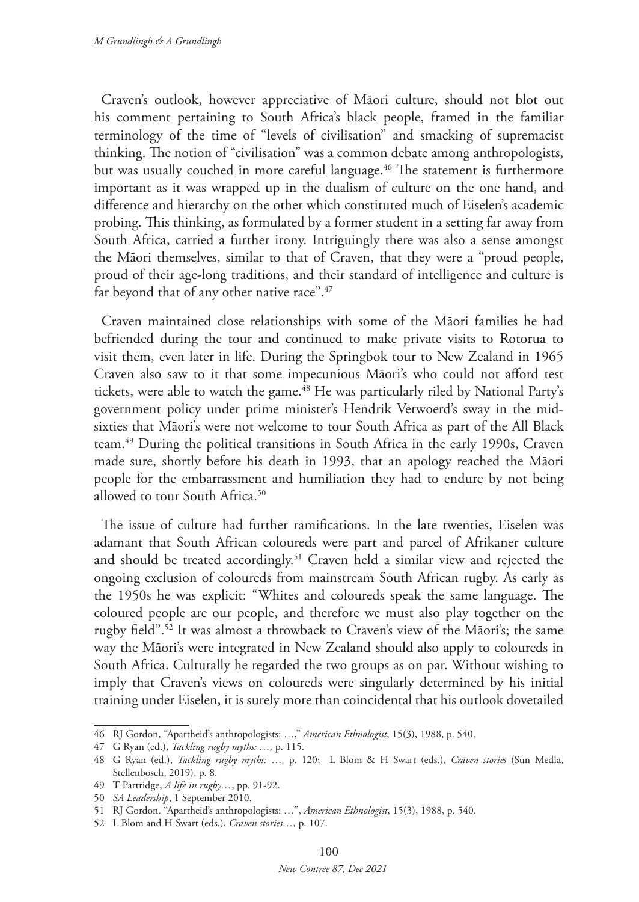Craven's outlook, however appreciative of Māori culture, should not blot out his comment pertaining to South Africa's black people, framed in the familiar terminology of the time of "levels of civilisation" and smacking of supremacist thinking. The notion of "civilisation" was a common debate among anthropologists, but was usually couched in more careful language.[46] The statement is furthermore important as it was wrapped up in the dualism of culture on the one hand, and difference and hierarchy on the other which constituted much of Eiselen's academic probing. This thinking, as formulated by a former student in a setting far away from South Africa, carried a further irony. Intriguingly there was also a sense amongst the Māori themselves, similar to that of Craven, that they were a "proud people, proud of their age-long traditions, and their standard of intelligence and culture is far beyond that of any other native race".[47]

Craven maintained close relationships with some of the Māori families he had befriended during the tour and continued to make private visits to Rotorua to visit them, even later in life. During the Springbok tour to New Zealand in 1965 Craven also saw to it that some impecunious Māori's who could not afford test tickets, were able to watch the game.[48] He was particularly riled by National Party's government policy under prime minister's Hendrik Verwoerd's sway in the mid-sixties that Māori's were not welcome to tour South Africa as part of the All Black team.[49] During the political transitions in South Africa in the early 1990s, Craven made sure, shortly before his death in 1993, that an apology reached the Māori people for the embarrassment and humiliation they had to endure by not being allowed to tour South Africa.[50]

The issue of culture had further ramifications. In the late twenties, Eiselen was adamant that South African coloureds were part and parcel of Afrikaner culture and should be treated accordingly.[51] Craven held a similar view and rejected the ongoing exclusion of coloureds from mainstream South African rugby. As early as the 1950s he was explicit: "Whites and coloureds speak the same language. The coloured people are our people, and therefore we must also play together on the rugby field".[52] It was almost a throwback to Craven's view of the Māori's; the same way the Māori's were integrated in New Zealand should also apply to coloureds in South Africa. Culturally he regarded the two groups as on par. Without wishing to imply that Craven's views on coloureds were singularly determined by his initial training under Eiselen, it is surely more than coincidental that his outlook dovetailed

46 RJ Gordon, "Apartheid's anthropologists: …," *American Ethnologist*, 15(3), 1988, p. 540.

47 G Ryan (ed.), *Tackling rugby myths: …,* p. 115.

48 G Ryan (ed.), *Tackling rugby myths: …,* p. 120; L Blom & H Swart (eds.), *Craven stories* (Sun Media, Stellenbosch, 2019), p. 8.

49 T Partridge, *A life in rugby…*, pp. 91-92.

50 *SA Leadership*, 1 September 2010.

51 RJ Gordon. "Apartheid's anthropologists: …", *American Ethnologist*, 15(3), 1988, p. 540.

52 L Blom and H Swart (eds.), *Craven stories…,* p. 107.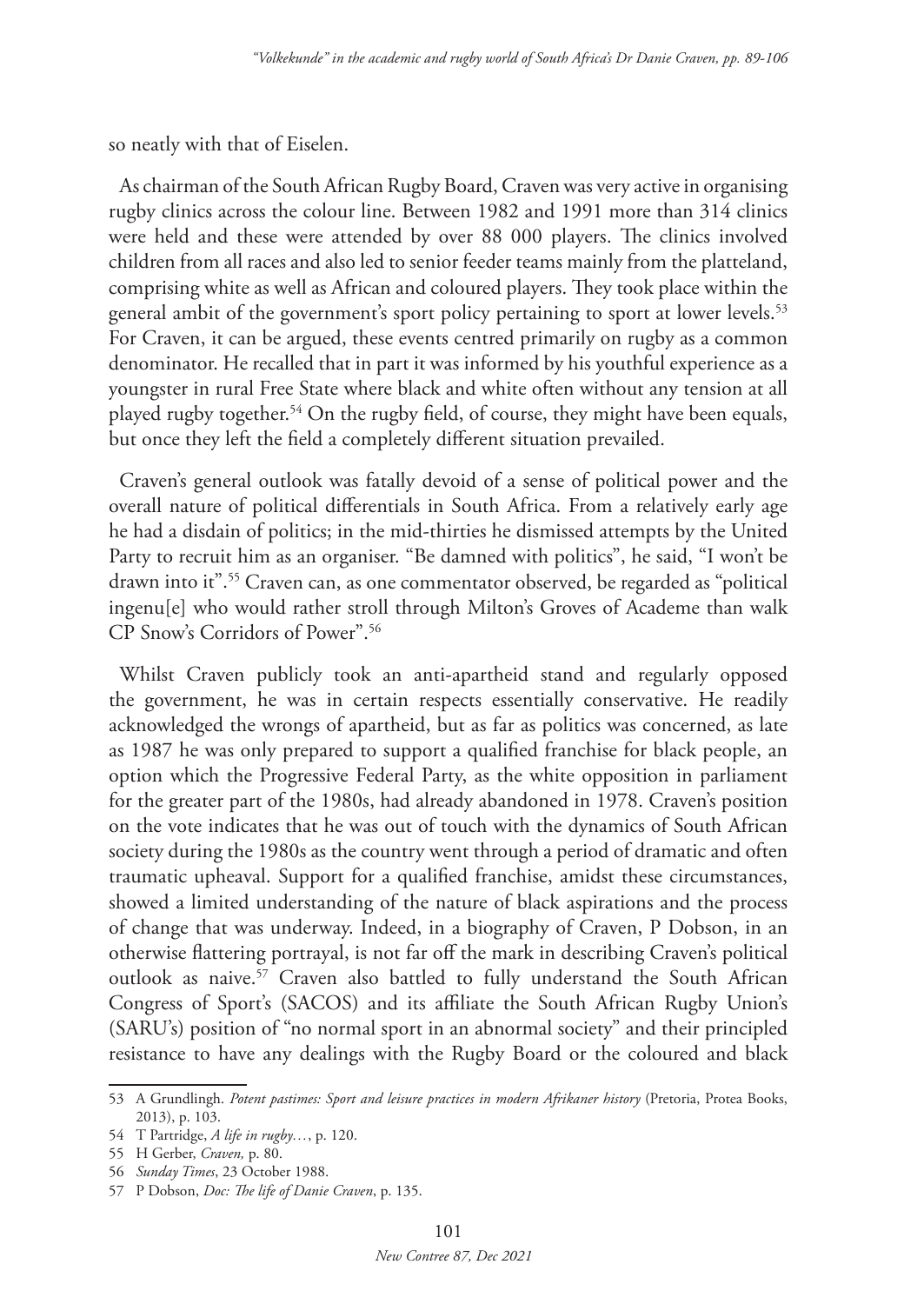so neatly with that of Eiselen.

As chairman of the South African Rugby Board, Craven was very active in organising rugby clinics across the colour line. Between 1982 and 1991 more than 314 clinics were held and these were attended by over 88 000 players. The clinics involved children from all races and also led to senior feeder teams mainly from the platteland, comprising white as well as African and coloured players. They took place within the general ambit of the government's sport policy pertaining to sport at lower levels.[53] For Craven, it can be argued, these events centred primarily on rugby as a common denominator. He recalled that in part it was informed by his youthful experience as a youngster in rural Free State where black and white often without any tension at all played rugby together.[54] On the rugby field, of course, they might have been equals, but once they left the field a completely different situation prevailed.

Craven's general outlook was fatally devoid of a sense of political power and the overall nature of political differentials in South Africa. From a relatively early age he had a disdain of politics; in the mid-thirties he dismissed attempts by the United Party to recruit him as an organiser. "Be damned with politics", he said, "I won't be drawn into it".[55] Craven can, as one commentator observed, be regarded as "political ingenu[e] who would rather stroll through Milton's Groves of Academe than walk CP Snow's Corridors of Power".[56]

Whilst Craven publicly took an anti-apartheid stand and regularly opposed the government, he was in certain respects essentially conservative. He readily acknowledged the wrongs of apartheid, but as far as politics was concerned, as late as 1987 he was only prepared to support a qualified franchise for black people, an option which the Progressive Federal Party, as the white opposition in parliament for the greater part of the 1980s, had already abandoned in 1978. Craven's position on the vote indicates that he was out of touch with the dynamics of South African society during the 1980s as the country went through a period of dramatic and often traumatic upheaval. Support for a qualified franchise, amidst these circumstances, showed a limited understanding of the nature of black aspirations and the process of change that was underway. Indeed, in a biography of Craven, P Dobson, in an otherwise flattering portrayal, is not far off the mark in describing Craven's political outlook as naive.[57] Craven also battled to fully understand the South African Congress of Sport's (SACOS) and its affiliate the South African Rugby Union's (SARU's) position of "no normal sport in an abnormal society" and their principled resistance to have any dealings with the Rugby Board or the coloured and black

---

53 A Grundlingh. *Potent pastimes: Sport and leisure practices in modern Afrikaner history* (Pretoria, Protea Books, 2013), p. 103.

54 T Partridge, *A life in rugby…*, p. 120.

55 H Gerber, *Craven,* p. 80.

56 *Sunday Times*, 23 October 1988.

57 P Dobson, *Doc: The life of Danie Craven*, p. 135.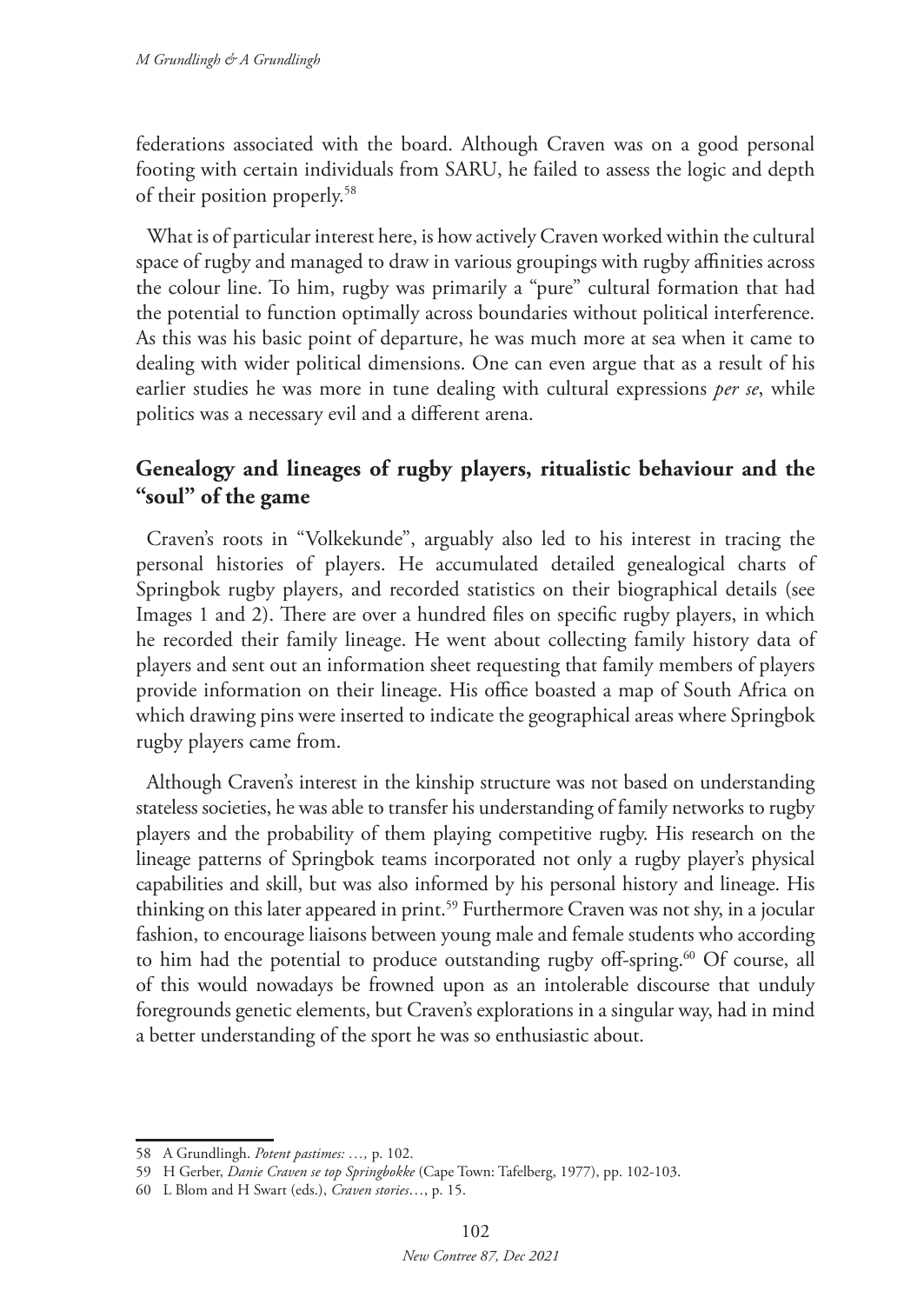federations associated with the board. Although Craven was on a good personal footing with certain individuals from SARU, he failed to assess the logic and depth of their position properly.[58]

What is of particular interest here, is how actively Craven worked within the cultural space of rugby and managed to draw in various groupings with rugby affinities across the colour line. To him, rugby was primarily a "pure" cultural formation that had the potential to function optimally across boundaries without political interference. As this was his basic point of departure, he was much more at sea when it came to dealing with wider political dimensions. One can even argue that as a result of his earlier studies he was more in tune dealing with cultural expressions *per se*, while politics was a necessary evil and a different arena.

## Genealogy and lineages of rugby players, ritualistic behaviour and the "soul" of the game

Craven's roots in "Volkekunde", arguably also led to his interest in tracing the personal histories of players. He accumulated detailed genealogical charts of Springbok rugby players, and recorded statistics on their biographical details (see Images 1 and 2). There are over a hundred files on specific rugby players, in which he recorded their family lineage. He went about collecting family history data of players and sent out an information sheet requesting that family members of players provide information on their lineage. His office boasted a map of South Africa on which drawing pins were inserted to indicate the geographical areas where Springbok rugby players came from.

Although Craven's interest in the kinship structure was not based on understanding stateless societies, he was able to transfer his understanding of family networks to rugby players and the probability of them playing competitive rugby. His research on the lineage patterns of Springbok teams incorporated not only a rugby player's physical capabilities and skill, but was also informed by his personal history and lineage. His thinking on this later appeared in print.[59] Furthermore Craven was not shy, in a jocular fashion, to encourage liaisons between young male and female students who according to him had the potential to produce outstanding rugby off-spring.[60] Of course, all of this would nowadays be frowned upon as an intolerable discourse that unduly foregrounds genetic elements, but Craven's explorations in a singular way, had in mind a better understanding of the sport he was so enthusiastic about.

---

58 A Grundlingh. *Potent pastimes: …,* p. 102.

59 H Gerber, *Danie Craven se top Springbokke* (Cape Town: Tafelberg, 1977), pp. 102-103.

60 L Blom and H Swart (eds.), *Craven stories*…, p. 15.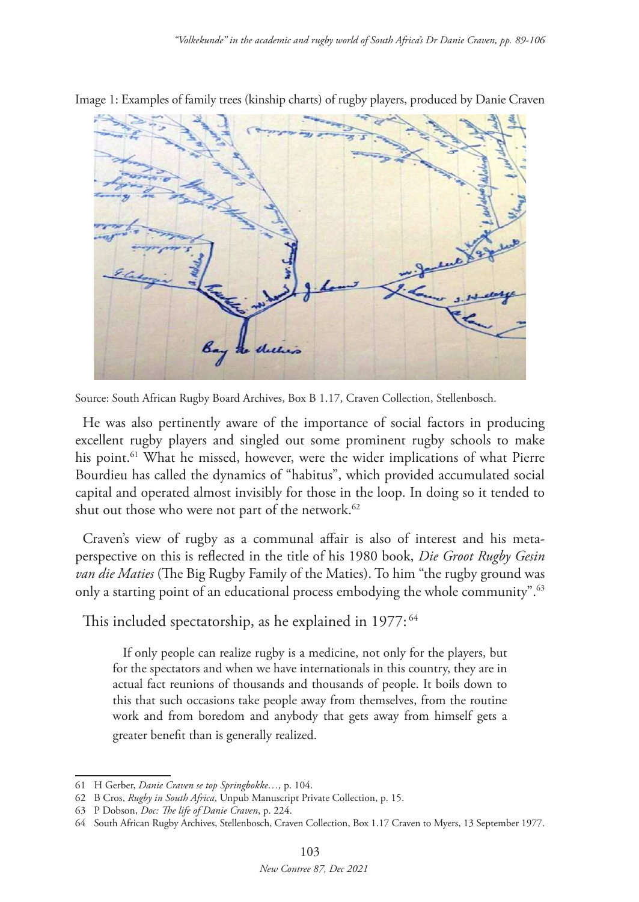Image 1: Examples of family trees (kinship charts) of rugby players, produced by Danie Craven

Source: South African Rugby Board Archives, Box B 1.17, Craven Collection, Stellenbosch.

He was also pertinently aware of the importance of social factors in producing excellent rugby players and singled out some prominent rugby schools to make his point.[61] What he missed, however, were the wider implications of what Pierre Bourdieu has called the dynamics of "habitus", which provided accumulated social capital and operated almost invisibly for those in the loop. In doing so it tended to shut out those who were not part of the network.[62]

Craven's view of rugby as a communal affair is also of interest and his meta-perspective on this is reflected in the title of his 1980 book, *Die Groot Rugby Gesin van die Maties* (The Big Rugby Family of the Maties). To him "the rugby ground was only a starting point of an educational process embodying the whole community".[63]

This included spectatorship, as he explained in 1977:[64]

> If only people can realize rugby is a medicine, not only for the players, but for the spectators and when we have internationals in this country, they are in actual fact reunions of thousands and thousands of people. It boils down to this that such occasions take people away from themselves, from the routine work and from boredom and anybody that gets away from himself gets a greater benefit than is generally realized.

---

61 H Gerber, *Danie Craven se top Springbokke…,* p. 104.

62 B Cros, *Rugby in South Africa*, Unpub Manuscript Private Collection, p. 15.

63 P Dobson, *Doc: The life of Danie Craven*, p. 224.

64 South African Rugby Archives, Stellenbosch, Craven Collection, Box 1.17 Craven to Myers, 13 September 1977.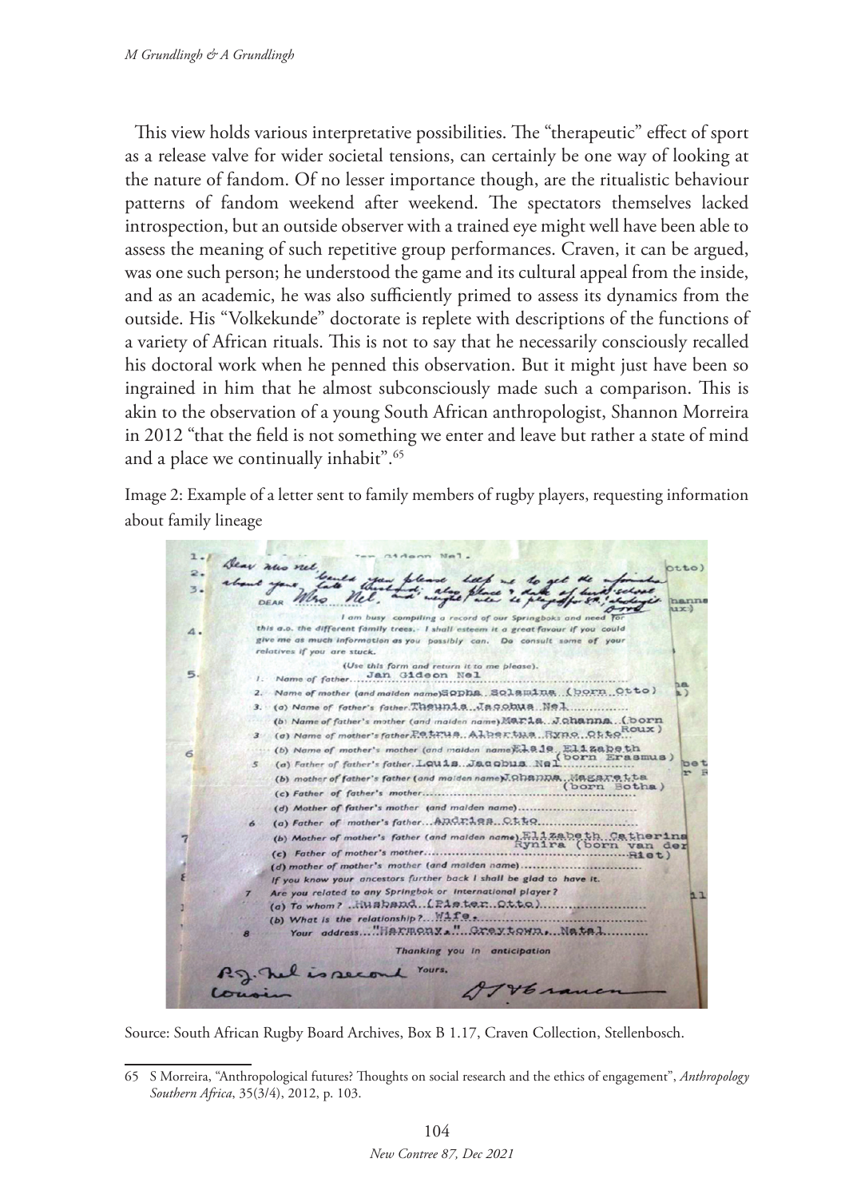This view holds various interpretative possibilities. The "therapeutic" effect of sport as a release valve for wider societal tensions, can certainly be one way of looking at the nature of fandom. Of no lesser importance though, are the ritualistic behaviour patterns of fandom weekend after weekend. The spectators themselves lacked introspection, but an outside observer with a trained eye might well have been able to assess the meaning of such repetitive group performances. Craven, it can be argued, was one such person; he understood the game and its cultural appeal from the inside, and as an academic, he was also sufficiently primed to assess its dynamics from the outside. His "Volkekunde" doctorate is replete with descriptions of the functions of a variety of African rituals. This is not to say that he necessarily consciously recalled his doctoral work when he penned this observation. But it might just have been so ingrained in him that he almost subconsciously made such a comparison. This is akin to the observation of a young South African anthropologist, Shannon Morreira in 2012 "that the field is not something we enter and leave but rather a state of mind and a place we continually inhabit".[65]

Image 2: Example of a letter sent to family members of rugby players, requesting information about family lineage

Source: South African Rugby Board Archives, Box B 1.17, Craven Collection, Stellenbosch.

---

65 S Morreira, "Anthropological futures? Thoughts on social research and the ethics of engagement", *Anthropology Southern Africa*, 35(3/4), 2012, p. 103.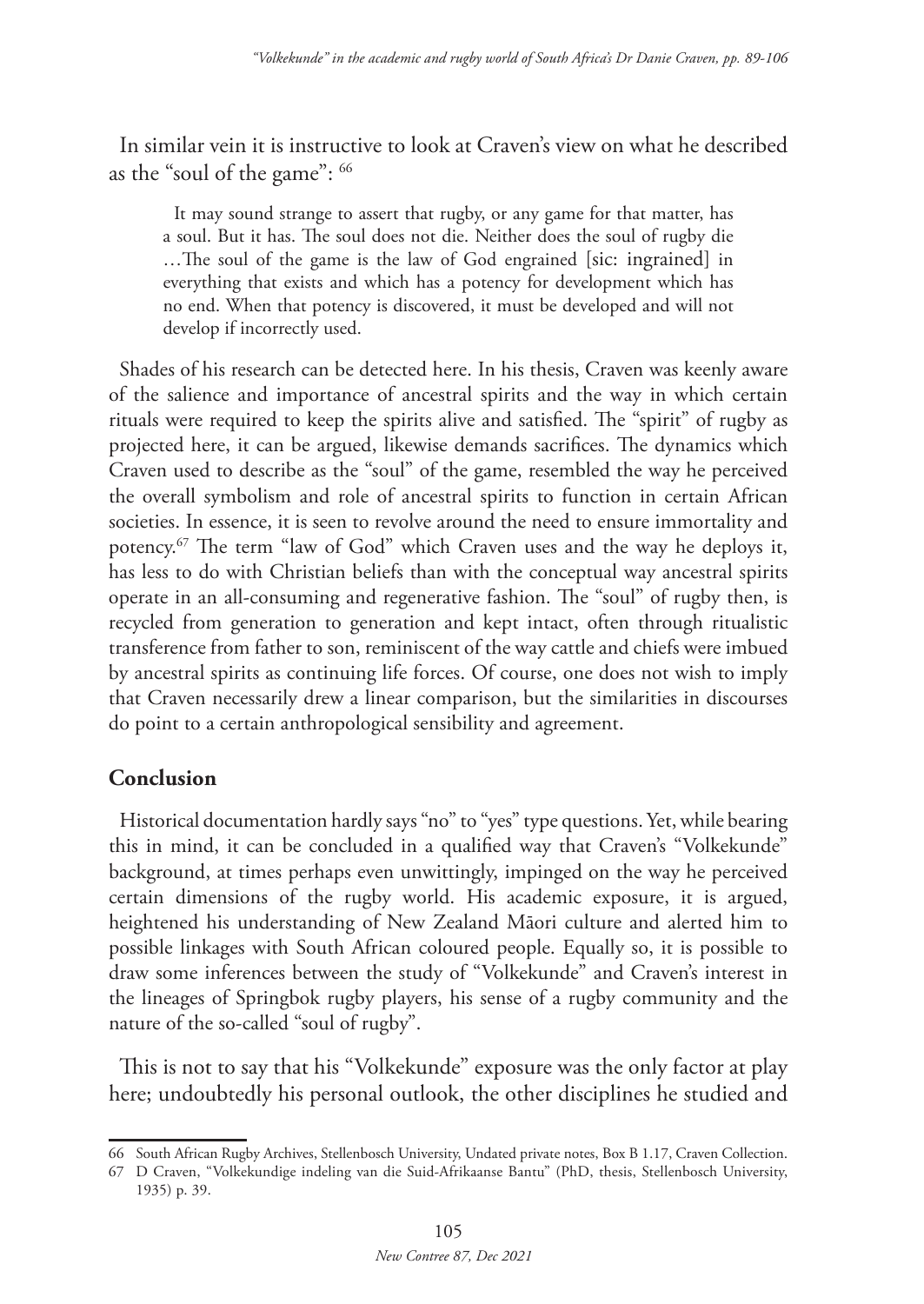In similar vein it is instructive to look at Craven's view on what he described as the "soul of the game": [66]

> It may sound strange to assert that rugby, or any game for that matter, has a soul. But it has. The soul does not die. Neither does the soul of rugby die …The soul of the game is the law of God engrained [sic: ingrained] in everything that exists and which has a potency for development which has no end. When that potency is discovered, it must be developed and will not develop if incorrectly used.

Shades of his research can be detected here. In his thesis, Craven was keenly aware of the salience and importance of ancestral spirits and the way in which certain rituals were required to keep the spirits alive and satisfied. The "spirit" of rugby as projected here, it can be argued, likewise demands sacrifices. The dynamics which Craven used to describe as the "soul" of the game, resembled the way he perceived the overall symbolism and role of ancestral spirits to function in certain African societies. In essence, it is seen to revolve around the need to ensure immortality and potency.[67] The term "law of God" which Craven uses and the way he deploys it, has less to do with Christian beliefs than with the conceptual way ancestral spirits operate in an all-consuming and regenerative fashion. The "soul" of rugby then, is recycled from generation to generation and kept intact, often through ritualistic transference from father to son, reminiscent of the way cattle and chiefs were imbued by ancestral spirits as continuing life forces. Of course, one does not wish to imply that Craven necessarily drew a linear comparison, but the similarities in discourses do point to a certain anthropological sensibility and agreement.

## Conclusion

Historical documentation hardly says "no" to "yes" type questions. Yet, while bearing this in mind, it can be concluded in a qualified way that Craven's "Volkekunde" background, at times perhaps even unwittingly, impinged on the way he perceived certain dimensions of the rugby world. His academic exposure, it is argued, heightened his understanding of New Zealand Māori culture and alerted him to possible linkages with South African coloured people. Equally so, it is possible to draw some inferences between the study of "Volkekunde" and Craven's interest in the lineages of Springbok rugby players, his sense of a rugby community and the nature of the so-called "soul of rugby".

This is not to say that his "Volkekunde" exposure was the only factor at play here; undoubtedly his personal outlook, the other disciplines he studied and

---

66 South African Rugby Archives, Stellenbosch University, Undated private notes, Box B 1.17, Craven Collection.

67 D Craven, "Volkekundige indeling van die Suid-Afrikaanse Bantu" (PhD, thesis, Stellenbosch University, 1935) p. 39.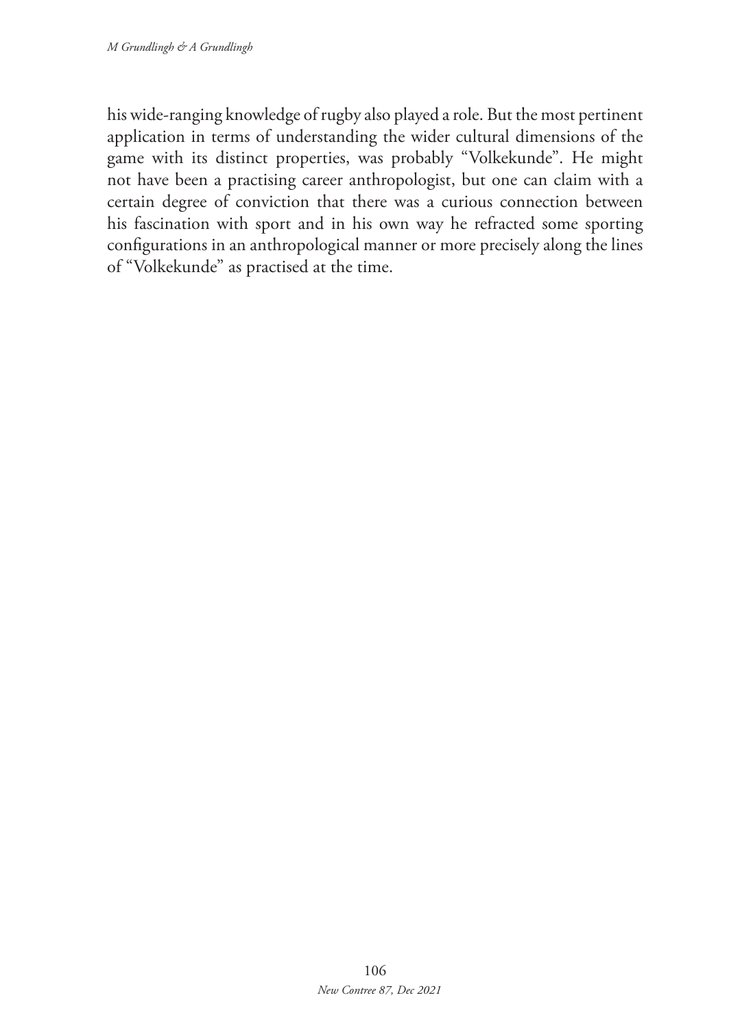his wide-ranging knowledge of rugby also played a role. But the most pertinent application in terms of understanding the wider cultural dimensions of the game with its distinct properties, was probably "Volkekunde". He might not have been a practising career anthropologist, but one can claim with a certain degree of conviction that there was a curious connection between his fascination with sport and in his own way he refracted some sporting configurations in an anthropological manner or more precisely along the lines of "Volkekunde" as practised at the time.